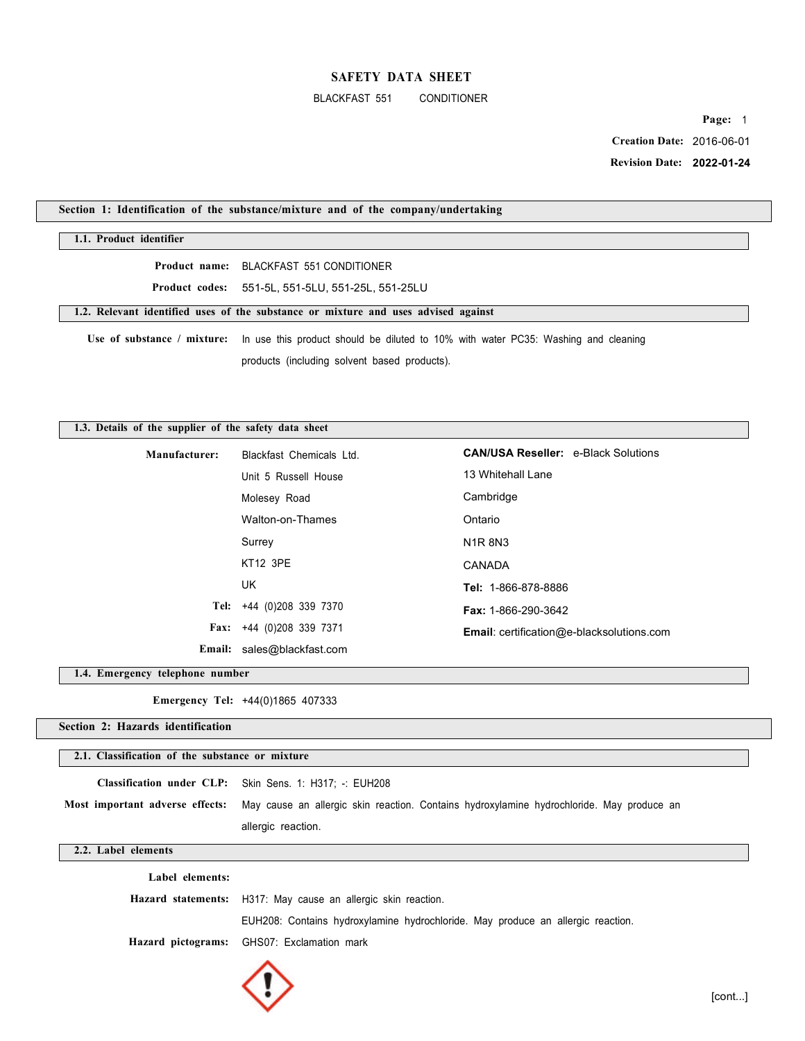# SAFETY DATA SHEET

BLACKFAST 551 CONDITIONER

**Page:** 1

**Creation Date:** 2016-06-01

**Revision Date:** **2022-01-24**

## Section 1: Identification of the substance/mixture and of the company/undertaking

### 1.1. Product identifier

**Product name:** BLACKFAST 551 CONDITIONER

**Product codes:** 551-5L, 551-5LU, 551-25L, 551-25LU

### 1.2. Relevant identified uses of the substance or mixture and uses advised against

**Use of substance / mixture:** In use this product should be diluted to 10% with water PC35: Washing and cleaning products (including solvent based products).

### 1.3. Details of the supplier of the safety data sheet

**Manufacturer:** Blackfast Chemicals Ltd.
Unit 5 Russell House
Molesey Road
Walton-on-Thames
Surrey
KT12 3PE
UK

**Tel:** +44 (0)208 339 7370

**Fax:** +44 (0)208 339 7371

**Email:** sales@blackfast.com

**CAN/USA Reseller:** e-Black Solutions
13 Whitehall Lane
Cambridge
Ontario
N1R 8N3
CANADA

**Tel:** 1-866-878-8886

**Fax:** 1-866-290-3642

**Email**: certification@e-blacksolutions.com

### 1.4. Emergency telephone number

**Emergency Tel:** +44(0)1865 407333

## Section 2: Hazards identification

### 2.1. Classification of the substance or mixture

**Classification under CLP:** Skin Sens. 1: H317; -: EUH208

**Most important adverse effects:** May cause an allergic skin reaction. Contains hydroxylamine hydrochloride. May produce an allergic reaction.

### 2.2. Label elements

**Label elements:**

**Hazard statements:** H317: May cause an allergic skin reaction.
EUH208: Contains hydroxylamine hydrochloride. May produce an allergic reaction.

**Hazard pictograms:** GHS07: Exclamation mark

[cont...]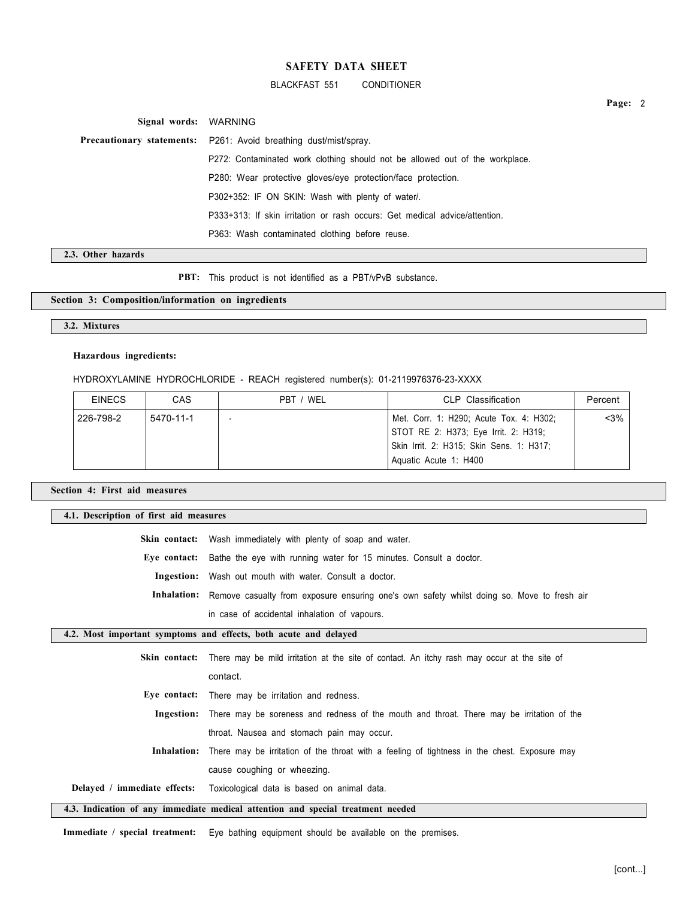**Signal words:** WARNING

**Precautionary statements:** P261: Avoid breathing dust/mist/spray.

P272: Contaminated work clothing should not be allowed out of the workplace.

P280: Wear protective gloves/eye protection/face protection.

P302+352: IF ON SKIN: Wash with plenty of water/.

P333+313: If skin irritation or rash occurs: Get medical advice/attention.

P363: Wash contaminated clothing before reuse.

### 2.3. Other hazards

**PBT:** This product is not identified as a PBT/vPvB substance.

## Section 3: Composition/information on ingredients

### 3.2. Mixtures

**Hazardous ingredients:**

HYDROXYLAMINE HYDROCHLORIDE - REACH registered number(s): 01-2119976376-23-XXXX

| EINECS | CAS | PBT / WEL | CLP Classification | Percent |
|---|---|---|---|---|
| 226-798-2 | 5470-11-1 | - | Met. Corr. 1: H290; Acute Tox. 4: H302; STOT RE 2: H373; Eye Irrit. 2: H319; Skin Irrit. 2: H315; Skin Sens. 1: H317; Aquatic Acute 1: H400 | <3% |

## Section 4: First aid measures

### 4.1. Description of first aid measures

**Skin contact:** Wash immediately with plenty of soap and water.

**Eye contact:** Bathe the eye with running water for 15 minutes. Consult a doctor.

**Ingestion:** Wash out mouth with water. Consult a doctor.

**Inhalation:** Remove casualty from exposure ensuring one's own safety whilst doing so. Move to fresh air in case of accidental inhalation of vapours.

### 4.2. Most important symptoms and effects, both acute and delayed

**Skin contact:** There may be mild irritation at the site of contact. An itchy rash may occur at the site of contact.

**Eye contact:** There may be irritation and redness.

**Ingestion:** There may be soreness and redness of the mouth and throat. There may be irritation of the throat. Nausea and stomach pain may occur.

**Inhalation:** There may be irritation of the throat with a feeling of tightness in the chest. Exposure may cause coughing or wheezing.

**Delayed / immediate effects:** Toxicological data is based on animal data.

### 4.3. Indication of any immediate medical attention and special treatment needed

**Immediate / special treatment:** Eye bathing equipment should be available on the premises.

[cont...]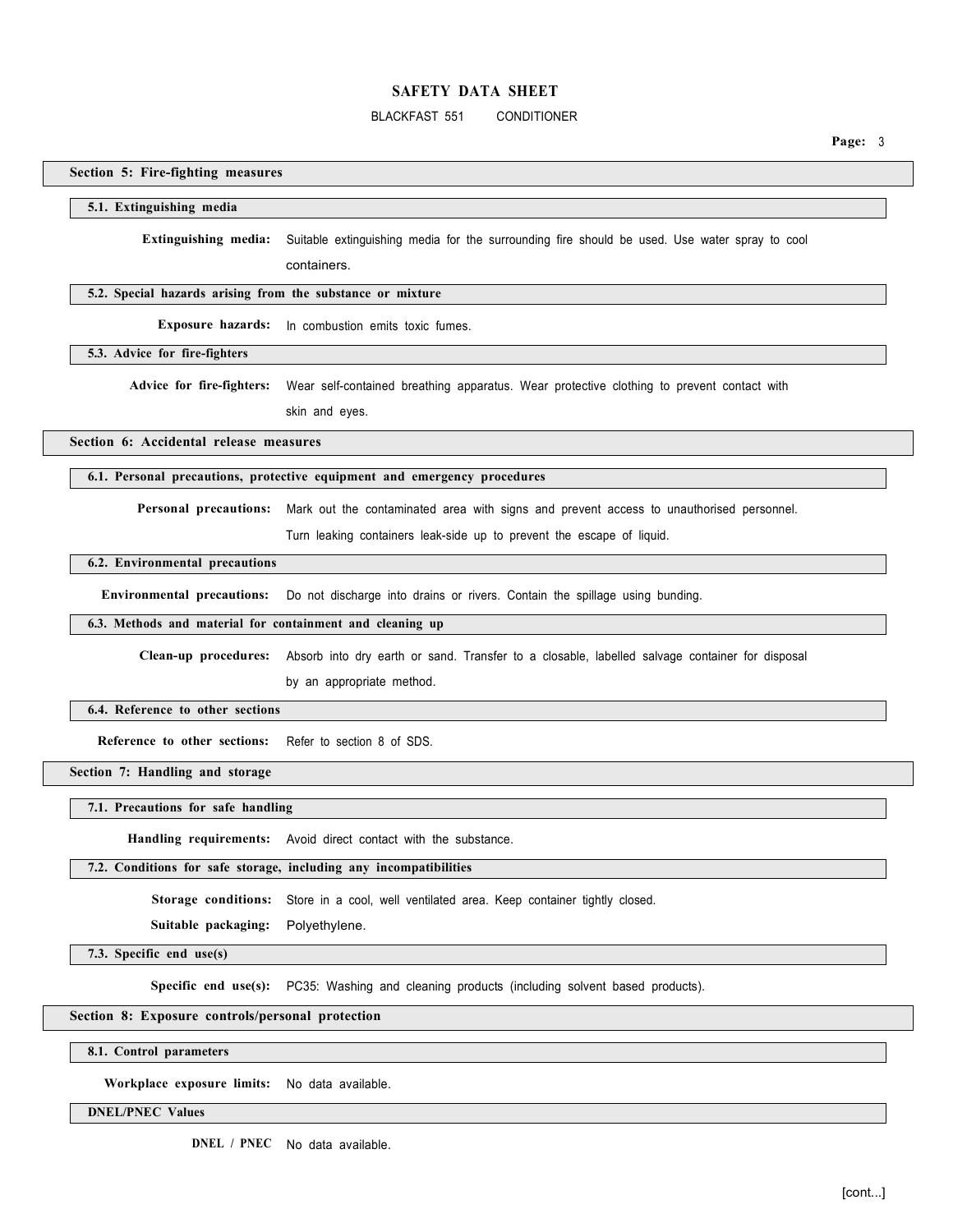## Section 5: Fire-fighting measures

### 5.1. Extinguishing media

**Extinguishing media:** Suitable extinguishing media for the surrounding fire should be used. Use water spray to cool containers.

### 5.2. Special hazards arising from the substance or mixture

**Exposure hazards:** In combustion emits toxic fumes.

### 5.3. Advice for fire-fighters

**Advice for fire-fighters:** Wear self-contained breathing apparatus. Wear protective clothing to prevent contact with skin and eyes.

## Section 6: Accidental release measures

### 6.1. Personal precautions, protective equipment and emergency procedures

**Personal precautions:** Mark out the contaminated area with signs and prevent access to unauthorised personnel. Turn leaking containers leak-side up to prevent the escape of liquid.

### 6.2. Environmental precautions

**Environmental precautions:** Do not discharge into drains or rivers. Contain the spillage using bunding.

### 6.3. Methods and material for containment and cleaning up

**Clean-up procedures:** Absorb into dry earth or sand. Transfer to a closable, labelled salvage container for disposal by an appropriate method.

### 6.4. Reference to other sections

**Reference to other sections:** Refer to section 8 of SDS.

## Section 7: Handling and storage

### 7.1. Precautions for safe handling

**Handling requirements:** Avoid direct contact with the substance.

### 7.2. Conditions for safe storage, including any incompatibilities

**Storage conditions:** Store in a cool, well ventilated area. Keep container tightly closed.

**Suitable packaging:** Polyethylene.

### 7.3. Specific end use(s)

**Specific end use(s):** PC35: Washing and cleaning products (including solvent based products).

## Section 8: Exposure controls/personal protection

### 8.1. Control parameters

**Workplace exposure limits:** No data available.

### DNEL/PNEC Values

**DNEL / PNEC** No data available.

[cont...]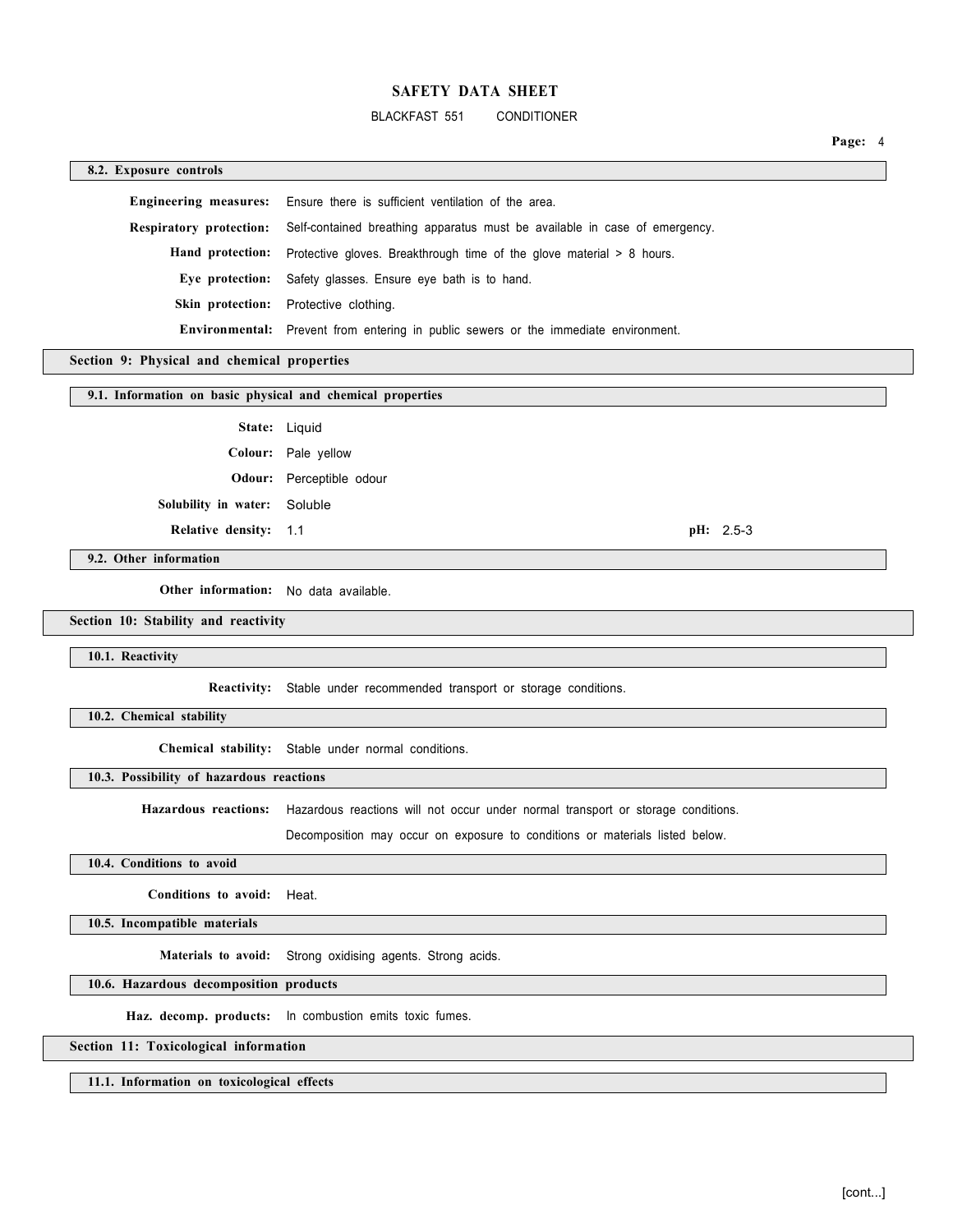### 8.2. Exposure controls

**Engineering measures:** Ensure there is sufficient ventilation of the area.

**Respiratory protection:** Self-contained breathing apparatus must be available in case of emergency.

**Hand protection:** Protective gloves. Breakthrough time of the glove material > 8 hours.

**Eye protection:** Safety glasses. Ensure eye bath is to hand.

**Skin protection:** Protective clothing.

**Environmental:** Prevent from entering in public sewers or the immediate environment.

## Section 9: Physical and chemical properties

### 9.1. Information on basic physical and chemical properties

**State:** Liquid

**Colour:** Pale yellow

**Odour:** Perceptible odour

**Solubility in water:** Soluble

**Relative density:** 1.1

**pH:** 2.5-3

### 9.2. Other information

**Other information:** No data available.

## Section 10: Stability and reactivity

### 10.1. Reactivity

**Reactivity:** Stable under recommended transport or storage conditions.

### 10.2. Chemical stability

**Chemical stability:** Stable under normal conditions.

### 10.3. Possibility of hazardous reactions

**Hazardous reactions:** Hazardous reactions will not occur under normal transport or storage conditions.

Decomposition may occur on exposure to conditions or materials listed below.

### 10.4. Conditions to avoid

**Conditions to avoid:** Heat.

### 10.5. Incompatible materials

**Materials to avoid:** Strong oxidising agents. Strong acids.

### 10.6. Hazardous decomposition products

**Haz. decomp. products:** In combustion emits toxic fumes.

## Section 11: Toxicological information

### 11.1. Information on toxicological effects

[cont...]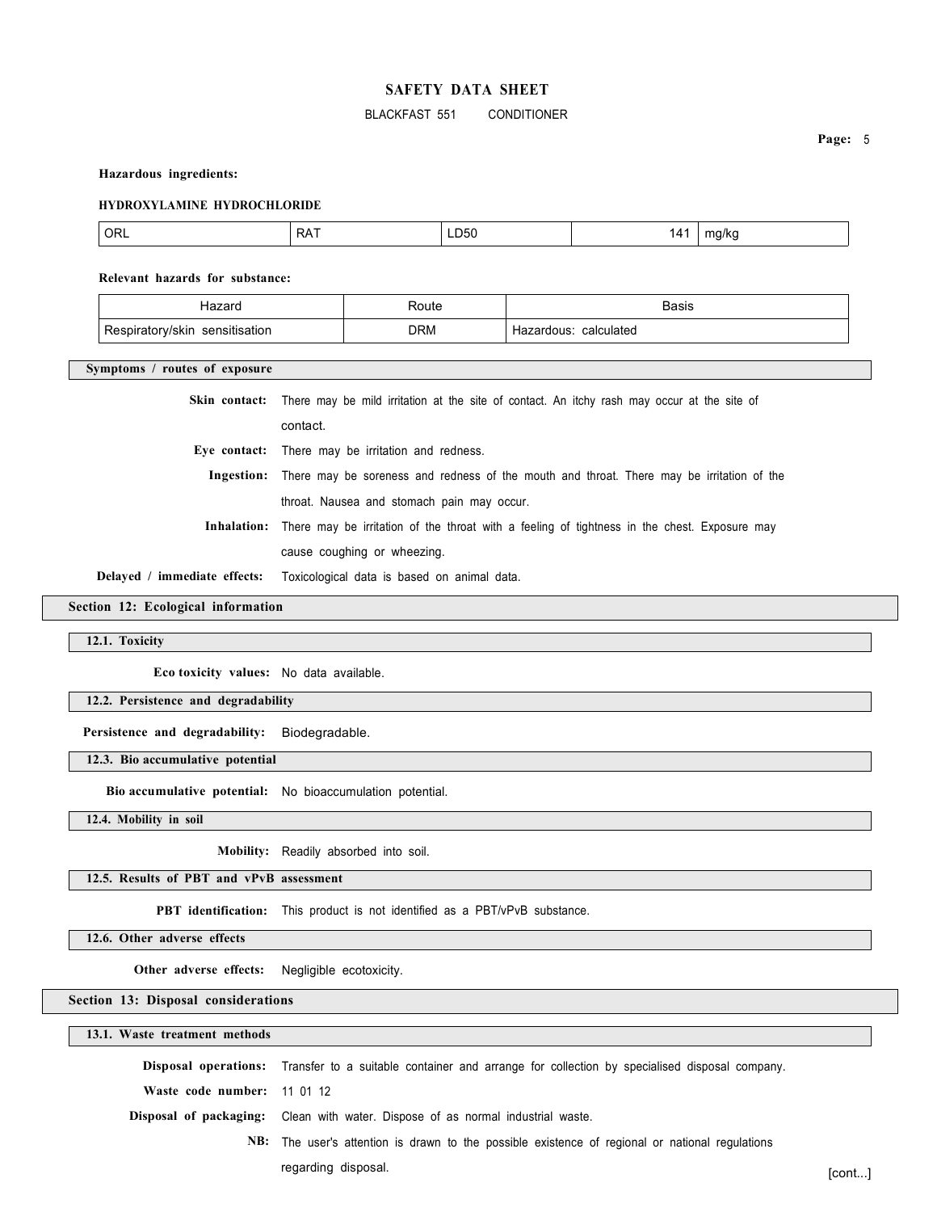**Hazardous ingredients:**

**HYDROXYLAMINE HYDROCHLORIDE**

| ORL | RAT | LD50 | 141 | mg/kg |
|---|---|---|---|---|

**Relevant hazards for substance:**

| Hazard | Route | Basis |
|---|---|---|
| Respiratory/skin sensitisation | DRM | Hazardous: calculated |

**Symptoms / routes of exposure**

**Skin contact:** There may be mild irritation at the site of contact. An itchy rash may occur at the site of contact.

**Eye contact:** There may be irritation and redness.

**Ingestion:** There may be soreness and redness of the mouth and throat. There may be irritation of the throat. Nausea and stomach pain may occur.

**Inhalation:** There may be irritation of the throat with a feeling of tightness in the chest. Exposure may cause coughing or wheezing.

**Delayed / immediate effects:** Toxicological data is based on animal data.

## Section 12: Ecological information

### 12.1. Toxicity

**Eco toxicity values:** No data available.

### 12.2. Persistence and degradability

**Persistence and degradability:** Biodegradable.

### 12.3. Bio accumulative potential

**Bio accumulative potential:** No bioaccumulation potential.

### 12.4. Mobility in soil

**Mobility:** Readily absorbed into soil.

### 12.5. Results of PBT and vPvB assessment

**PBT identification:** This product is not identified as a PBT/vPvB substance.

### 12.6. Other adverse effects

**Other adverse effects:** Negligible ecotoxicity.

## Section 13: Disposal considerations

### 13.1. Waste treatment methods

**Disposal operations:** Transfer to a suitable container and arrange for collection by specialised disposal company.

**Waste code number:** 11 01 12

**Disposal of packaging:** Clean with water. Dispose of as normal industrial waste.

**NB:** The user's attention is drawn to the possible existence of regional or national regulations regarding disposal.

[cont...]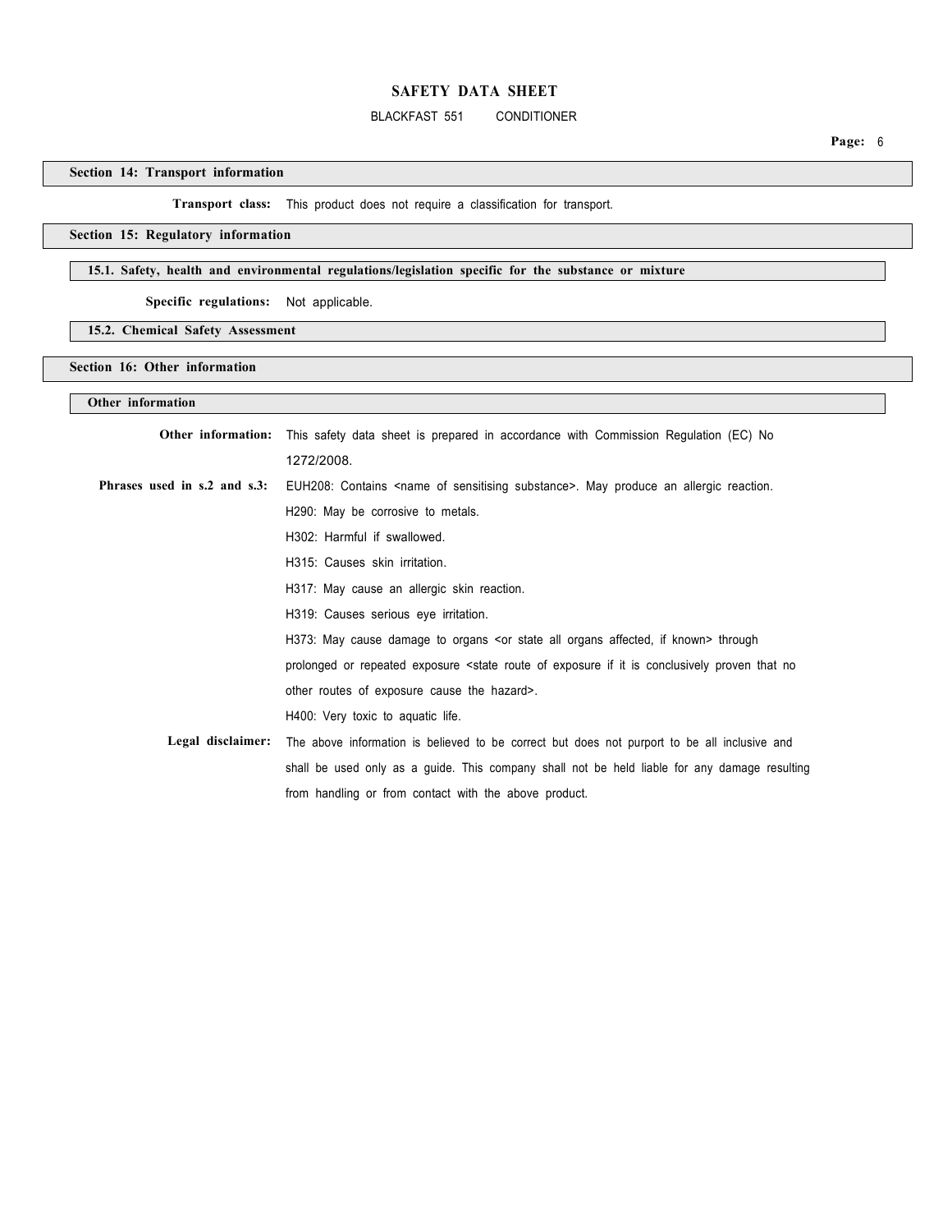## Section 14: Transport information

**Transport class:** This product does not require a classification for transport.

## Section 15: Regulatory information

### 15.1. Safety, health and environmental regulations/legislation specific for the substance or mixture

**Specific regulations:** Not applicable.

### 15.2. Chemical Safety Assessment

## Section 16: Other information

### Other information

**Other information:** This safety data sheet is prepared in accordance with Commission Regulation (EC) No 1272/2008.

**Phrases used in s.2 and s.3:** EUH208: Contains <name of sensitising substance>. May produce an allergic reaction.

H290: May be corrosive to metals.

H302: Harmful if swallowed.

H315: Causes skin irritation.

H317: May cause an allergic skin reaction.

H319: Causes serious eye irritation.

H373: May cause damage to organs <or state all organs affected, if known> through prolonged or repeated exposure <state route of exposure if it is conclusively proven that no other routes of exposure cause the hazard>.

H400: Very toxic to aquatic life.

**Legal disclaimer:** The above information is believed to be correct but does not purport to be all inclusive and shall be used only as a guide. This company shall not be held liable for any damage resulting from handling or from contact with the above product.